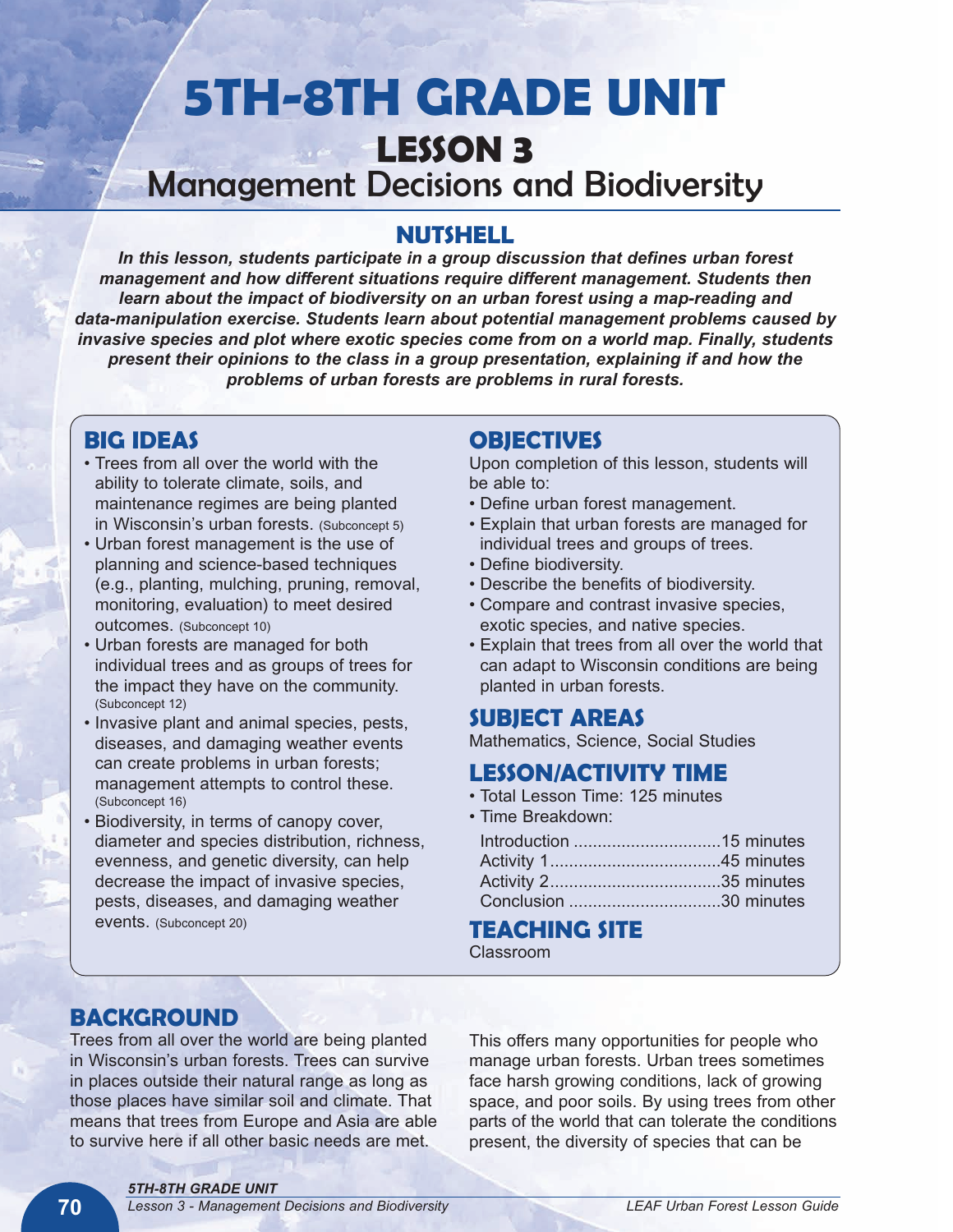# 5TH-8TH GRADE UNIT

## LESSON 3

## Management Decisions and Biodiversity

### NUTSHELL

***In this lesson, students participate in a group discussion that defines urban forest management and how different situations require different management. Students then learn about the impact of biodiversity on an urban forest using a map-reading and data-manipulation exercise. Students learn about potential management problems caused by invasive species and plot where exotic species come from on a world map. Finally, students present their opinions to the class in a group presentation, explaining if and how the problems of urban forests are problems in rural forests.***

### BIG IDEAS

- Trees from all over the world with the ability to tolerate climate, soils, and maintenance regimes are being planted in Wisconsin's urban forests. (Subconcept 5)
- Urban forest management is the use of planning and science-based techniques (e.g., planting, mulching, pruning, removal, monitoring, evaluation) to meet desired outcomes. (Subconcept 10)
- Urban forests are managed for both individual trees and as groups of trees for the impact they have on the community. (Subconcept 12)
- Invasive plant and animal species, pests, diseases, and damaging weather events can create problems in urban forests; management attempts to control these. (Subconcept 16)
- Biodiversity, in terms of canopy cover, diameter and species distribution, richness, evenness, and genetic diversity, can help decrease the impact of invasive species, pests, diseases, and damaging weather events. (Subconcept 20)

### OBJECTIVES

Upon completion of this lesson, students will be able to:

- Define urban forest management.
- Explain that urban forests are managed for individual trees and groups of trees.
- Define biodiversity.
- Describe the benefits of biodiversity.
- Compare and contrast invasive species, exotic species, and native species.
- Explain that trees from all over the world that can adapt to Wisconsin conditions are being planted in urban forests.

### SUBJECT AREAS

Mathematics, Science, Social Studies

### LESSON/ACTIVITY TIME

- Total Lesson Time: 125 minutes
- Time Breakdown:

  Introduction ..............................15 minutes
  Activity 1...................................45 minutes
  Activity 2...................................35 minutes
  Conclusion ................................30 minutes

### TEACHING SITE

Classroom

### BACKGROUND

Trees from all over the world are being planted in Wisconsin's urban forests. Trees can survive in places outside their natural range as long as those places have similar soil and climate. That means that trees from Europe and Asia are able to survive here if all other basic needs are met.

This offers many opportunities for people who manage urban forests. Urban trees sometimes face harsh growing conditions, lack of growing space, and poor soils. By using trees from other parts of the world that can tolerate the conditions present, the diversity of species that can be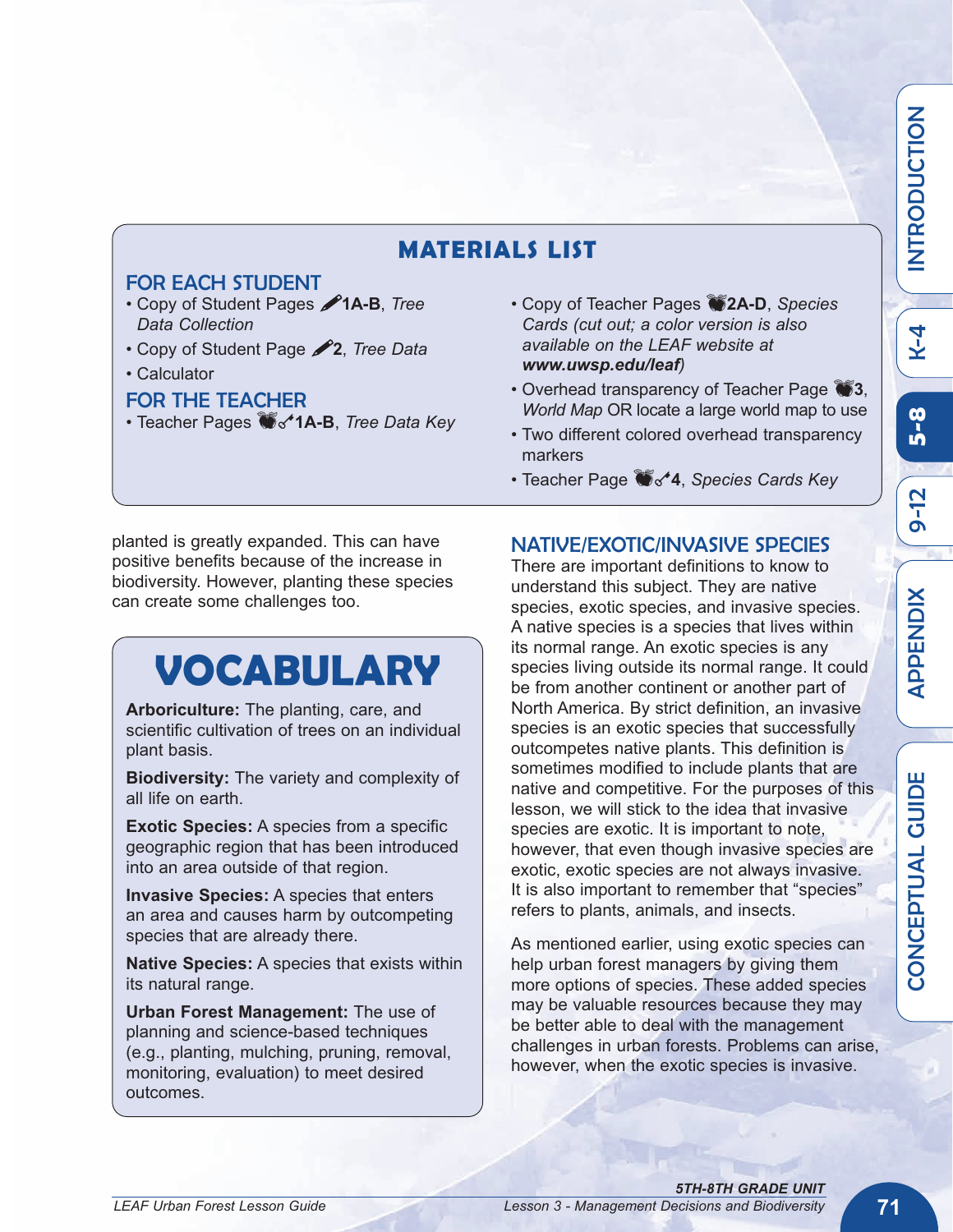## MATERIALS LIST

### FOR EACH STUDENT

- Copy of Student Pages **1A-B**, *Tree Data Collection*
- Copy of Student Page **2**, *Tree Data*
- Calculator

### FOR THE TEACHER

- Teacher Pages **1A-B**, *Tree Data Key*
- Copy of Teacher Pages **2A-D**, *Species Cards (cut out; a color version is also available on the LEAF website at **www.uwsp.edu/leaf**)*
- Overhead transparency of Teacher Page **3**, *World Map* OR locate a large world map to use
- Two different colored overhead transparency markers
- Teacher Page **4**, *Species Cards Key*

planted is greatly expanded. This can have positive benefits because of the increase in biodiversity. However, planting these species can create some challenges too.

## VOCABULARY

**Arboriculture:** The planting, care, and scientific cultivation of trees on an individual plant basis.

**Biodiversity:** The variety and complexity of all life on earth.

**Exotic Species:** A species from a specific geographic region that has been introduced into an area outside of that region.

**Invasive Species:** A species that enters an area and causes harm by outcompeting species that are already there.

**Native Species:** A species that exists within its natural range.

**Urban Forest Management:** The use of planning and science-based techniques (e.g., planting, mulching, pruning, removal, monitoring, evaluation) to meet desired outcomes.

## NATIVE/EXOTIC/INVASIVE SPECIES

There are important definitions to know to understand this subject. They are native species, exotic species, and invasive species. A native species is a species that lives within its normal range. An exotic species is any species living outside its normal range. It could be from another continent or another part of North America. By strict definition, an invasive species is an exotic species that successfully outcompetes native plants. This definition is sometimes modified to include plants that are native and competitive. For the purposes of this lesson, we will stick to the idea that invasive species are exotic. It is important to note, however, that even though invasive species are exotic, exotic species are not always invasive. It is also important to remember that "species" refers to plants, animals, and insects.

As mentioned earlier, using exotic species can help urban forest managers by giving them more options of species. These added species may be valuable resources because they may be better able to deal with the management challenges in urban forests. Problems can arise, however, when the exotic species is invasive.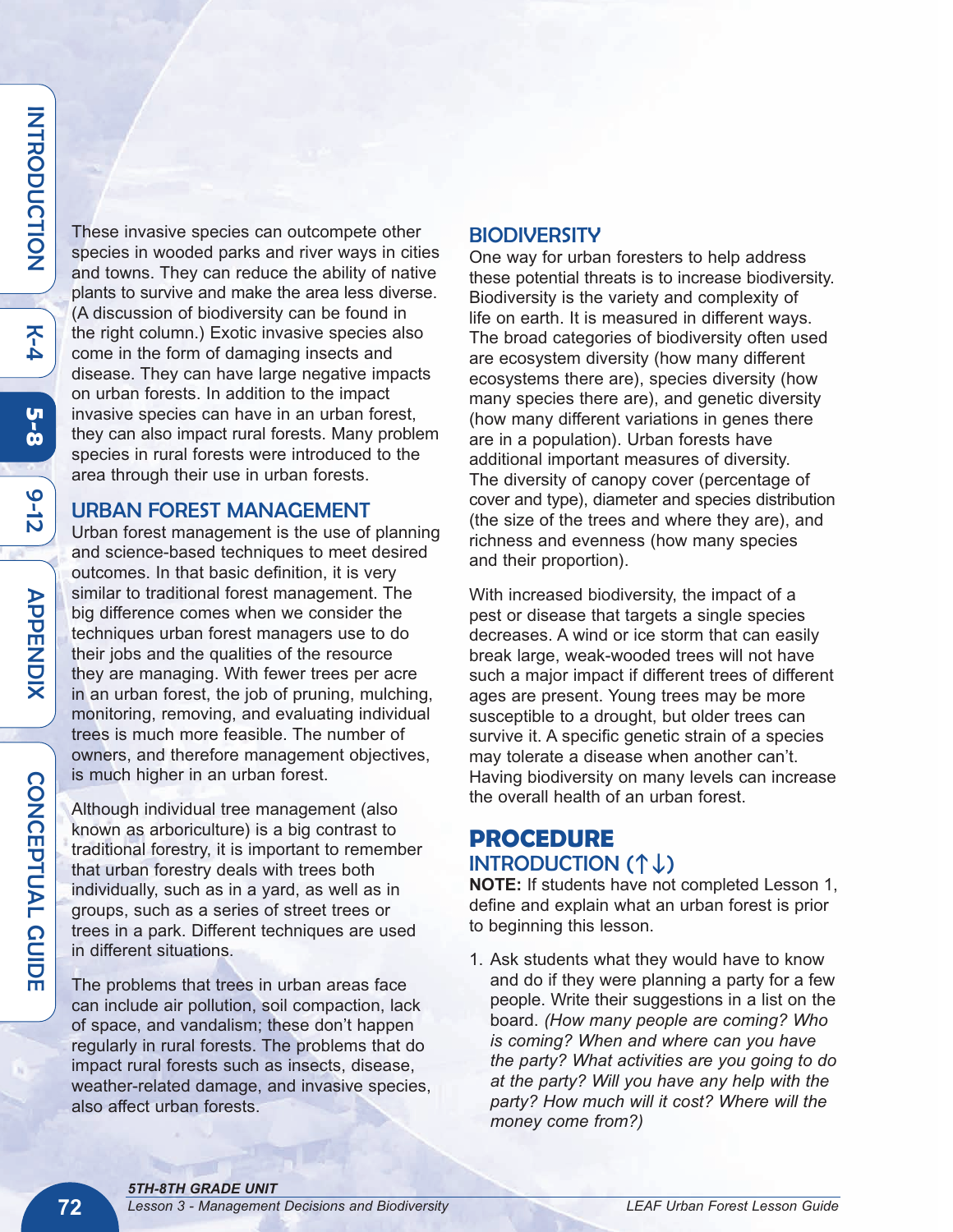These invasive species can outcompete other species in wooded parks and river ways in cities and towns. They can reduce the ability of native plants to survive and make the area less diverse. (A discussion of biodiversity can be found in the right column.) Exotic invasive species also come in the form of damaging insects and disease. They can have large negative impacts on urban forests. In addition to the impact invasive species can have in an urban forest, they can also impact rural forests. Many problem species in rural forests were introduced to the area through their use in urban forests.

## URBAN FOREST MANAGEMENT

Urban forest management is the use of planning and science-based techniques to meet desired outcomes. In that basic definition, it is very similar to traditional forest management. The big difference comes when we consider the techniques urban forest managers use to do their jobs and the qualities of the resource they are managing. With fewer trees per acre in an urban forest, the job of pruning, mulching, monitoring, removing, and evaluating individual trees is much more feasible. The number of owners, and therefore management objectives, is much higher in an urban forest.

Although individual tree management (also known as arboriculture) is a big contrast to traditional forestry, it is important to remember that urban forestry deals with trees both individually, such as in a yard, as well as in groups, such as a series of street trees or trees in a park. Different techniques are used in different situations.

The problems that trees in urban areas face can include air pollution, soil compaction, lack of space, and vandalism; these don't happen regularly in rural forests. The problems that do impact rural forests such as insects, disease, weather-related damage, and invasive species, also affect urban forests.

## BIODIVERSITY

One way for urban foresters to help address these potential threats is to increase biodiversity. Biodiversity is the variety and complexity of life on earth. It is measured in different ways. The broad categories of biodiversity often used are ecosystem diversity (how many different ecosystems there are), species diversity (how many species there are), and genetic diversity (how many different variations in genes there are in a population). Urban forests have additional important measures of diversity. The diversity of canopy cover (percentage of cover and type), diameter and species distribution (the size of the trees and where they are), and richness and evenness (how many species and their proportion).

With increased biodiversity, the impact of a pest or disease that targets a single species decreases. A wind or ice storm that can easily break large, weak-wooded trees will not have such a major impact if different trees of different ages are present. Young trees may be more susceptible to a drought, but older trees can survive it. A specific genetic strain of a species may tolerate a disease when another can't. Having biodiversity on many levels can increase the overall health of an urban forest.

# PROCEDURE

## INTRODUCTION (↑↓)

**NOTE:** If students have not completed Lesson 1, define and explain what an urban forest is prior to beginning this lesson.

1. Ask students what they would have to know and do if they were planning a party for a few people. Write their suggestions in a list on the board. *(How many people are coming? Who is coming? When and where can you have the party? What activities are you going to do at the party? Will you have any help with the party? How much will it cost? Where will the money come from?)*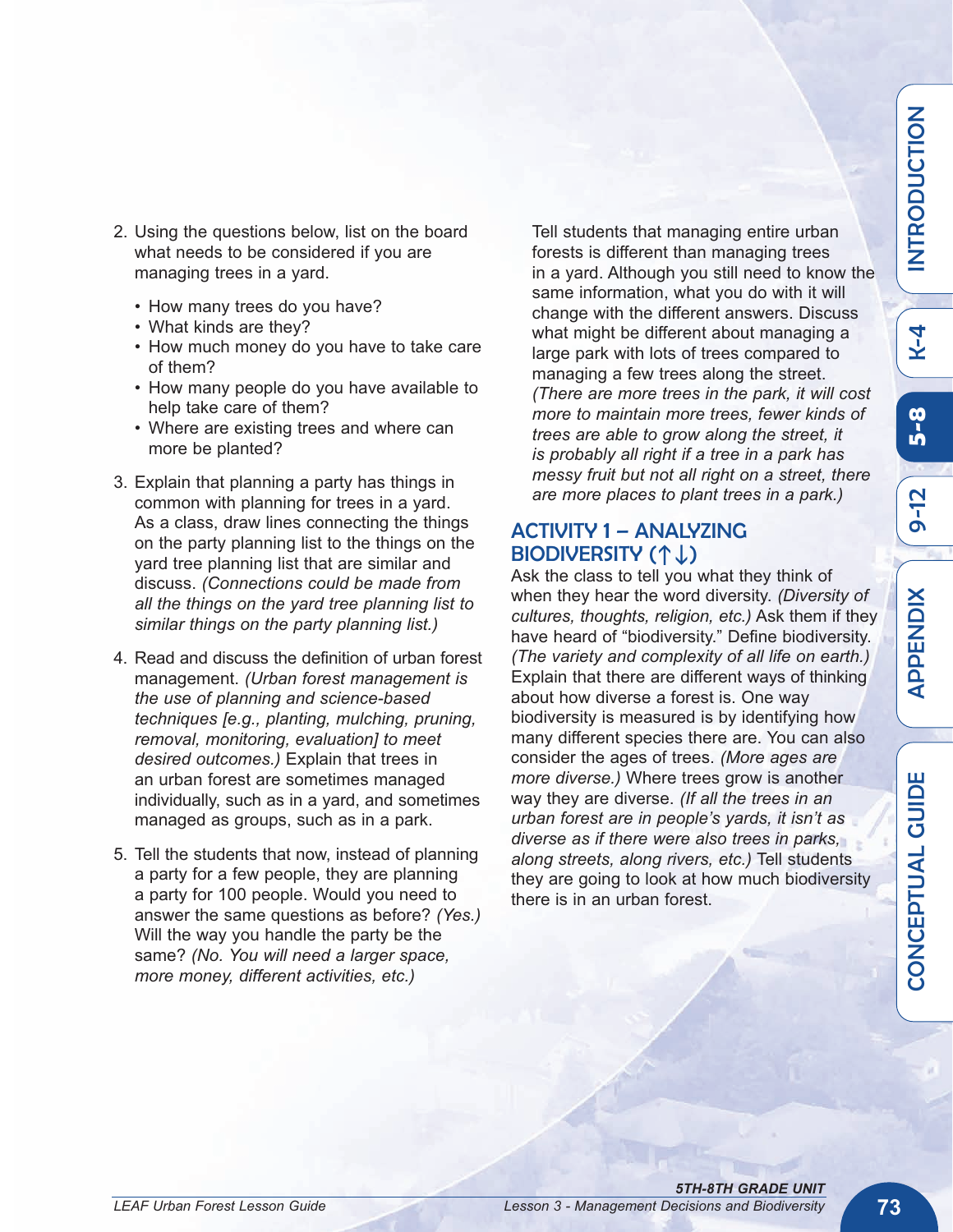2. Using the questions below, list on the board what needs to be considered if you are managing trees in a yard.

   - How many trees do you have?
   - What kinds are they?
   - How much money do you have to take care of them?
   - How many people do you have available to help take care of them?
   - Where are existing trees and where can more be planted?

3. Explain that planning a party has things in common with planning for trees in a yard. As a class, draw lines connecting the things on the party planning list to the things on the yard tree planning list that are similar and discuss. *(Connections could be made from all the things on the yard tree planning list to similar things on the party planning list.)*

4. Read and discuss the definition of urban forest management. *(Urban forest management is the use of planning and science-based techniques [e.g., planting, mulching, pruning, removal, monitoring, evaluation] to meet desired outcomes.)* Explain that trees in an urban forest are sometimes managed individually, such as in a yard, and sometimes managed as groups, such as in a park.

5. Tell the students that now, instead of planning a party for a few people, they are planning a party for 100 people. Would you need to answer the same questions as before? *(Yes.)* Will the way you handle the party be the same? *(No. You will need a larger space, more money, different activities, etc.)*

   Tell students that managing entire urban forests is different than managing trees in a yard. Although you still need to know the same information, what you do with it will change with the different answers. Discuss what might be different about managing a large park with lots of trees compared to managing a few trees along the street. *(There are more trees in the park, it will cost more to maintain more trees, fewer kinds of trees are able to grow along the street, it is probably all right if a tree in a park has messy fruit but not all right on a street, there are more places to plant trees in a park.)*

## ACTIVITY 1 – ANALYZING BIODIVERSITY (↑↓)

Ask the class to tell you what they think of when they hear the word diversity. *(Diversity of cultures, thoughts, religion, etc.)* Ask them if they have heard of "biodiversity." Define biodiversity. *(The variety and complexity of all life on earth.)* Explain that there are different ways of thinking about how diverse a forest is. One way biodiversity is measured is by identifying how many different species there are. You can also consider the ages of trees. *(More ages are more diverse.)* Where trees grow is another way they are diverse. *(If all the trees in an urban forest are in people's yards, it isn't as diverse as if there were also trees in parks, along streets, along rivers, etc.)* Tell students they are going to look at how much biodiversity there is in an urban forest.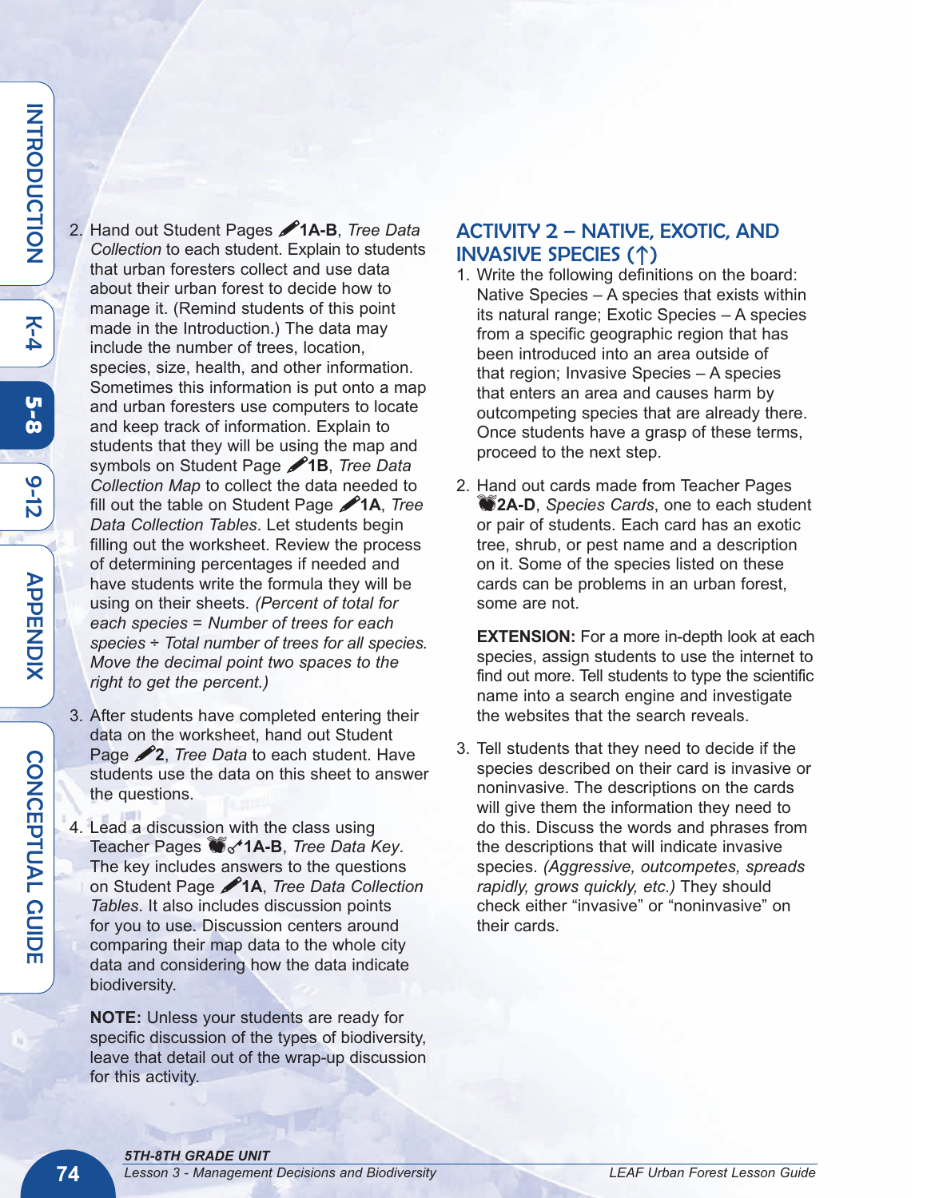2. Hand out Student Pages ✏**1A-B**, *Tree Data Collection* to each student. Explain to students that urban foresters collect and use data about their urban forest to decide how to manage it. (Remind students of this point made in the Introduction.) The data may include the number of trees, location, species, size, health, and other information. Sometimes this information is put onto a map and urban foresters use computers to locate and keep track of information. Explain to students that they will be using the map and symbols on Student Page ✏**1B**, *Tree Data Collection Map* to collect the data needed to fill out the table on Student Page ✏**1A**, *Tree Data Collection Tables*. Let students begin filling out the worksheet. Review the process of determining percentages if needed and have students write the formula they will be using on their sheets. *(Percent of total for each species = Number of trees for each species ÷ Total number of trees for all species. Move the decimal point two spaces to the right to get the percent.)*

3. After students have completed entering their data on the worksheet, hand out Student Page ✏**2**, *Tree Data* to each student. Have students use the data on this sheet to answer the questions.

4. Lead a discussion with the class using Teacher Pages ✏**1A-B**, *Tree Data Key*. The key includes answers to the questions on Student Page ✏**1A**, *Tree Data Collection Tables*. It also includes discussion points for you to use. Discussion centers around comparing their map data to the whole city data and considering how the data indicate biodiversity.

**NOTE:** Unless your students are ready for specific discussion of the types of biodiversity, leave that detail out of the wrap-up discussion for this activity.

## ACTIVITY 2 – NATIVE, EXOTIC, AND INVASIVE SPECIES (↑)

1. Write the following definitions on the board: Native Species – A species that exists within its natural range; Exotic Species – A species from a specific geographic region that has been introduced into an area outside of that region; Invasive Species – A species that enters an area and causes harm by outcompeting species that are already there. Once students have a grasp of these terms, proceed to the next step.

2. Hand out cards made from Teacher Pages **2A-D**, *Species Cards*, one to each student or pair of students. Each card has an exotic tree, shrub, or pest name and a description on it. Some of the species listed on these cards can be problems in an urban forest, some are not.

   **EXTENSION:** For a more in-depth look at each species, assign students to use the internet to find out more. Tell students to type the scientific name into a search engine and investigate the websites that the search reveals.

3. Tell students that they need to decide if the species described on their card is invasive or noninvasive. The descriptions on the cards will give them the information they need to do this. Discuss the words and phrases from the descriptions that will indicate invasive species. *(Aggressive, outcompetes, spreads rapidly, grows quickly, etc.)* They should check either “invasive” or “noninvasive” on their cards.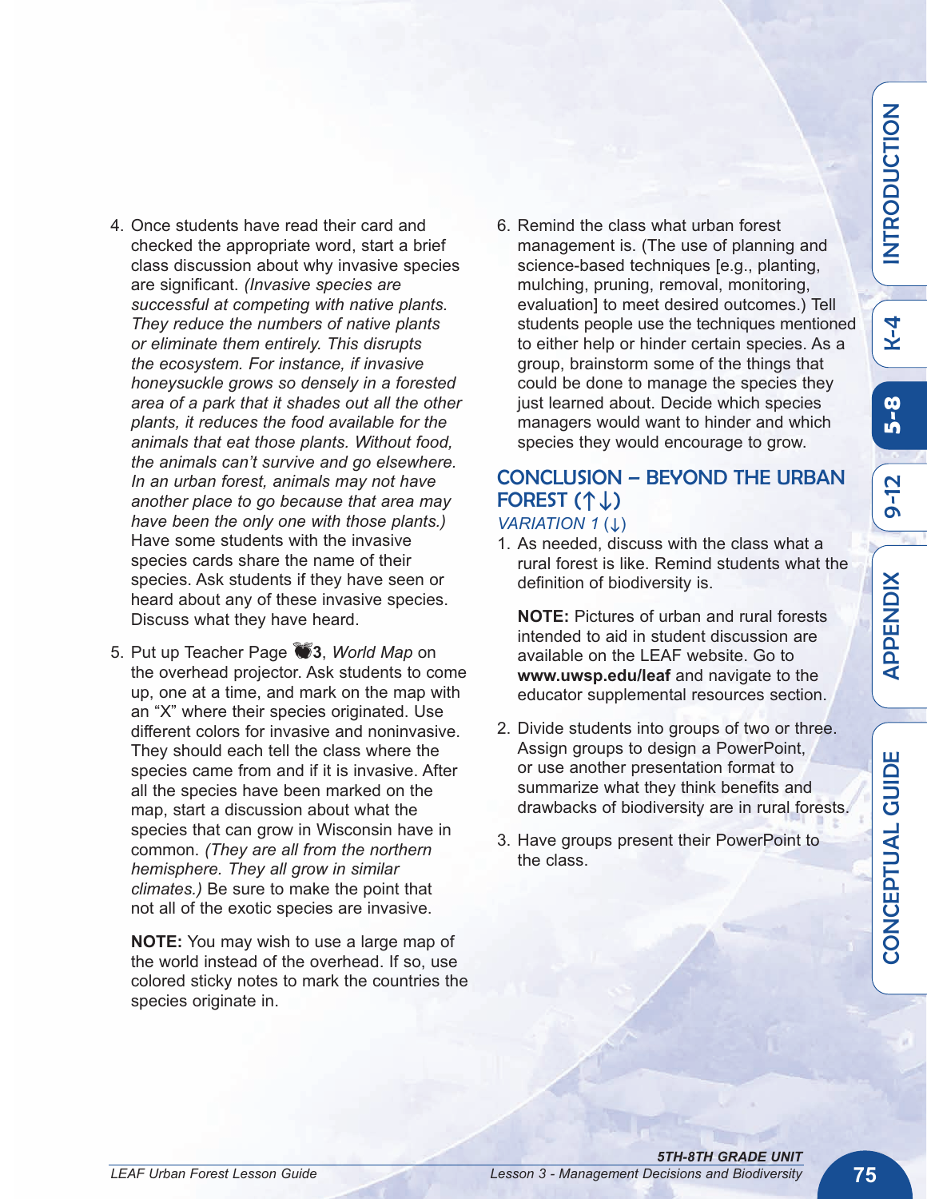4. Once students have read their card and checked the appropriate word, start a brief class discussion about why invasive species are significant. *(Invasive species are successful at competing with native plants. They reduce the numbers of native plants or eliminate them entirely. This disrupts the ecosystem. For instance, if invasive honeysuckle grows so densely in a forested area of a park that it shades out all the other plants, it reduces the food available for the animals that eat those plants. Without food, the animals can't survive and go elsewhere. In an urban forest, animals may not have another place to go because that area may have been the only one with those plants.)* Have some students with the invasive species cards share the name of their species. Ask students if they have seen or heard about any of these invasive species. Discuss what they have heard.

5. Put up Teacher Page 🍎**3**, *World Map* on the overhead projector. Ask students to come up, one at a time, and mark on the map with an "X" where their species originated. Use different colors for invasive and noninvasive. They should each tell the class where the species came from and if it is invasive. After all the species have been marked on the map, start a discussion about what the species that can grow in Wisconsin have in common. *(They are all from the northern hemisphere. They all grow in similar climates.)* Be sure to make the point that not all of the exotic species are invasive.

   **NOTE:** You may wish to use a large map of the world instead of the overhead. If so, use colored sticky notes to mark the countries the species originate in.

6. Remind the class what urban forest management is. (The use of planning and science-based techniques [e.g., planting, mulching, pruning, removal, monitoring, evaluation] to meet desired outcomes.) Tell students people use the techniques mentioned to either help or hinder certain species. As a group, brainstorm some of the things that could be done to manage the species they just learned about. Decide which species managers would want to hinder and which species they would encourage to grow.

## CONCLUSION – BEYOND THE URBAN FOREST (↑↓)

*VARIATION 1 (↓)*

1. As needed, discuss with the class what a rural forest is like. Remind students what the definition of biodiversity is.

   **NOTE:** Pictures of urban and rural forests intended to aid in student discussion are available on the LEAF website. Go to **www.uwsp.edu/leaf** and navigate to the educator supplemental resources section.

2. Divide students into groups of two or three. Assign groups to design a PowerPoint, or use another presentation format to summarize what they think benefits and drawbacks of biodiversity are in rural forests.

3. Have groups present their PowerPoint to the class.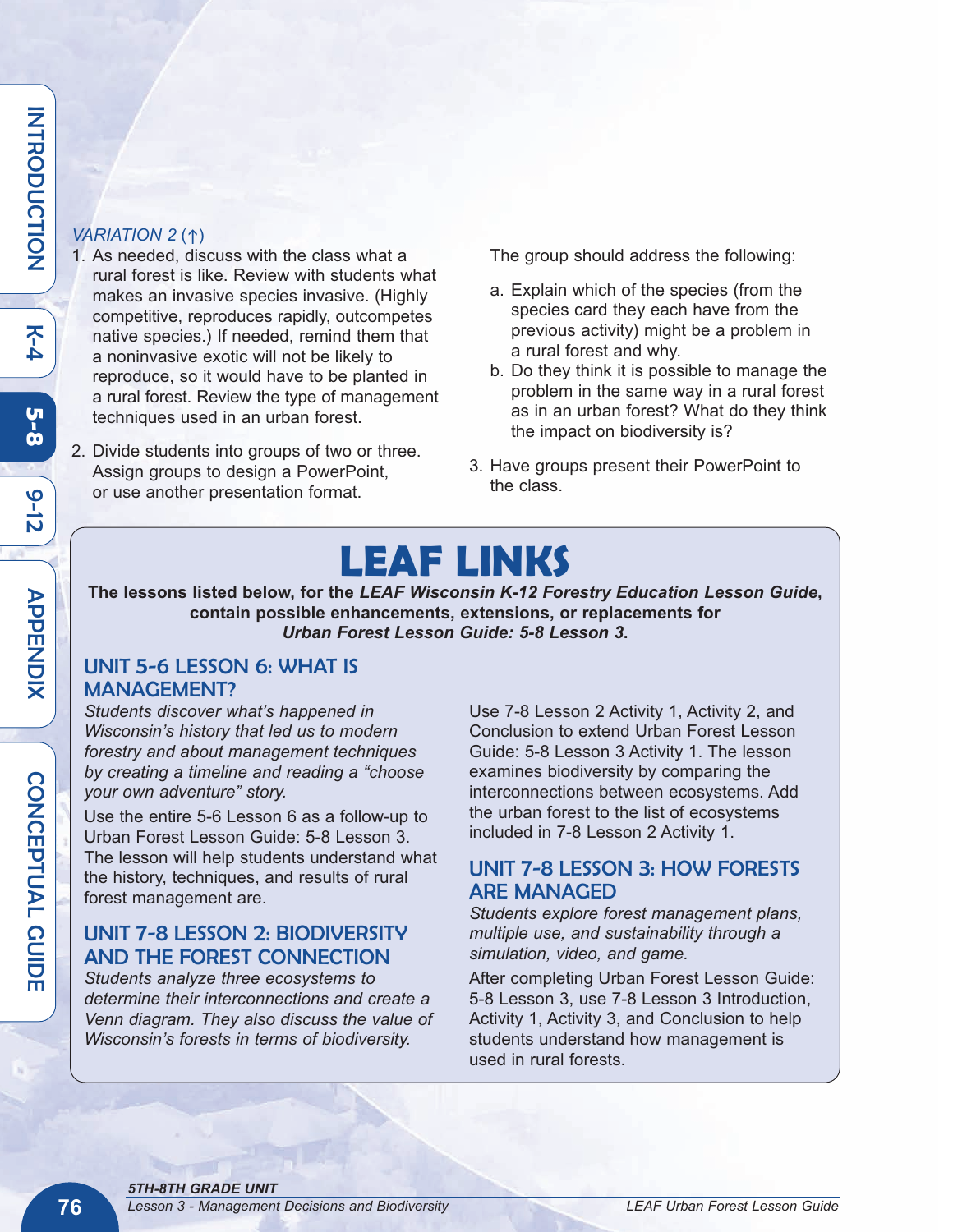*VARIATION 2 (↑)*

1. As needed, discuss with the class what a rural forest is like. Review with students what makes an invasive species invasive. (Highly competitive, reproduces rapidly, outcompetes native species.) If needed, remind them that a noninvasive exotic will not be likely to reproduce, so it would have to be planted in a rural forest. Review the type of management techniques used in an urban forest.

2. Divide students into groups of two or three. Assign groups to design a PowerPoint, or use another presentation format.

   The group should address the following:

   a. Explain which of the species (from the species card they each have from the previous activity) might be a problem in a rural forest and why.

   b. Do they think it is possible to manage the problem in the same way in a rural forest as in an urban forest? What do they think the impact on biodiversity is?

3. Have groups present their PowerPoint to the class.

# LEAF LINKS

**The lessons listed below, for the *LEAF Wisconsin K-12 Forestry Education Lesson Guide*, contain possible enhancements, extensions, or replacements for *Urban Forest Lesson Guide: 5-8 Lesson 3*.**

## UNIT 5-6 LESSON 6: WHAT IS MANAGEMENT?

*Students discover what's happened in Wisconsin's history that led us to modern forestry and about management techniques by creating a timeline and reading a "choose your own adventure" story.*

Use the entire 5-6 Lesson 6 as a follow-up to Urban Forest Lesson Guide: 5-8 Lesson 3. The lesson will help students understand what the history, techniques, and results of rural forest management are.

## UNIT 7-8 LESSON 2: BIODIVERSITY AND THE FOREST CONNECTION

*Students analyze three ecosystems to determine their interconnections and create a Venn diagram. They also discuss the value of Wisconsin's forests in terms of biodiversity.*

Use 7-8 Lesson 2 Activity 1, Activity 2, and Conclusion to extend Urban Forest Lesson Guide: 5-8 Lesson 3 Activity 1. The lesson examines biodiversity by comparing the interconnections between ecosystems. Add the urban forest to the list of ecosystems included in 7-8 Lesson 2 Activity 1.

## UNIT 7-8 LESSON 3: HOW FORESTS ARE MANAGED

*Students explore forest management plans, multiple use, and sustainability through a simulation, video, and game.*

After completing Urban Forest Lesson Guide: 5-8 Lesson 3, use 7-8 Lesson 3 Introduction, Activity 1, Activity 3, and Conclusion to help students understand how management is used in rural forests.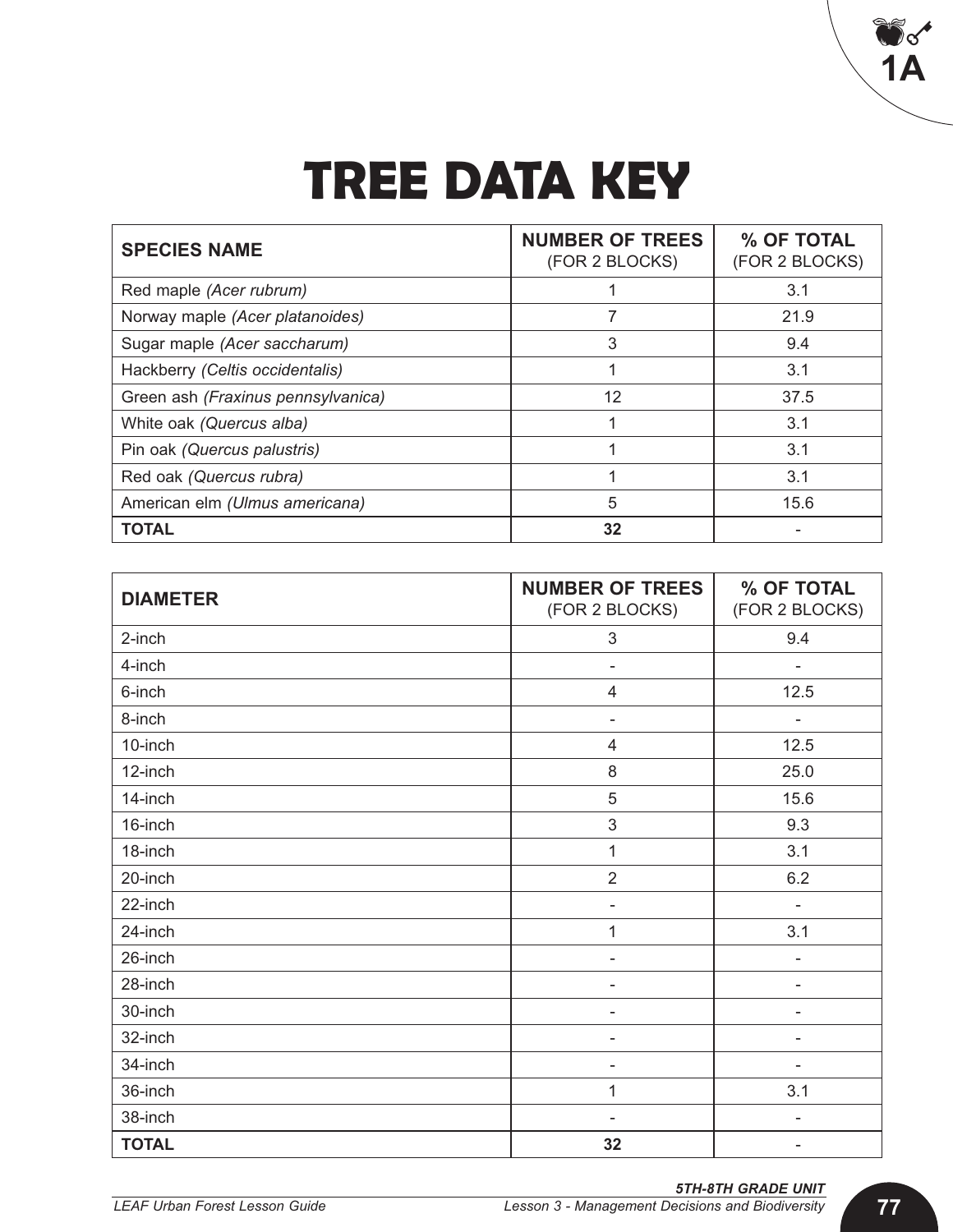# TREE DATA KEY

| **SPECIES NAME** | **NUMBER OF TREES** (FOR 2 BLOCKS) | **% OF TOTAL** (FOR 2 BLOCKS) |
|---|---|---|
| Red maple *(Acer rubrum)* | 1 | 3.1 |
| Norway maple *(Acer platanoides)* | 7 | 21.9 |
| Sugar maple *(Acer saccharum)* | 3 | 9.4 |
| Hackberry *(Celtis occidentalis)* | 1 | 3.1 |
| Green ash *(Fraxinus pennsylvanica)* | 12 | 37.5 |
| White oak *(Quercus alba)* | 1 | 3.1 |
| Pin oak *(Quercus palustris)* | 1 | 3.1 |
| Red oak *(Quercus rubra)* | 1 | 3.1 |
| American elm *(Ulmus americana)* | 5 | 15.6 |
| **TOTAL** | **32** | - |

| **DIAMETER** | **NUMBER OF TREES** (FOR 2 BLOCKS) | **% OF TOTAL** (FOR 2 BLOCKS) |
|---|---|---|
| 2-inch | 3 | 9.4 |
| 4-inch | - | - |
| 6-inch | 4 | 12.5 |
| 8-inch | - | - |
| 10-inch | 4 | 12.5 |
| 12-inch | 8 | 25.0 |
| 14-inch | 5 | 15.6 |
| 16-inch | 3 | 9.3 |
| 18-inch | 1 | 3.1 |
| 20-inch | 2 | 6.2 |
| 22-inch | - | - |
| 24-inch | 1 | 3.1 |
| 26-inch | - | - |
| 28-inch | - | - |
| 30-inch | - | - |
| 32-inch | - | - |
| 34-inch | - | - |
| 36-inch | 1 | 3.1 |
| 38-inch | - | - |
| **TOTAL** | **32** | - |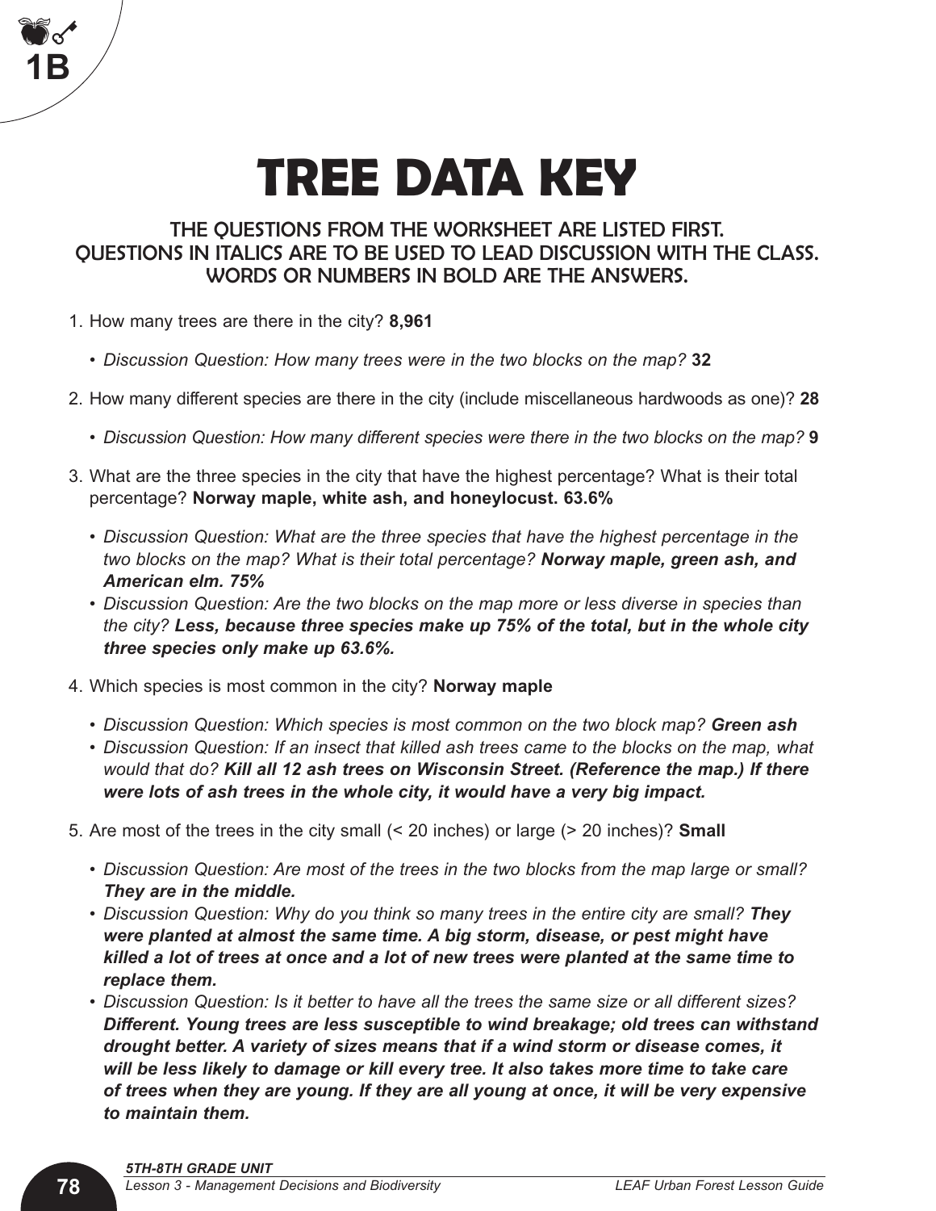1B

# TREE DATA KEY

THE QUESTIONS FROM THE WORKSHEET ARE LISTED FIRST.
QUESTIONS IN ITALICS ARE TO BE USED TO LEAD DISCUSSION WITH THE CLASS.
WORDS OR NUMBERS IN BOLD ARE THE ANSWERS.

1. How many trees are there in the city? **8,961**
   - *Discussion Question: How many trees were in the two blocks on the map?* **32**
2. How many different species are there in the city (include miscellaneous hardwoods as one)? **28**
   - *Discussion Question: How many different species were there in the two blocks on the map?* **9**
3. What are the three species in the city that have the highest percentage? What is their total percentage? **Norway maple, white ash, and honeylocust. 63.6%**
   - *Discussion Question: What are the three species that have the highest percentage in the two blocks on the map? What is their total percentage?* ***Norway maple, green ash, and American elm. 75%***
   - *Discussion Question: Are the two blocks on the map more or less diverse in species than the city?* ***Less, because three species make up 75% of the total, but in the whole city three species only make up 63.6%.***
4. Which species is most common in the city? **Norway maple**
   - *Discussion Question: Which species is most common on the two block map?* ***Green ash***
   - *Discussion Question: If an insect that killed ash trees came to the blocks on the map, what would that do?* ***Kill all 12 ash trees on Wisconsin Street. (Reference the map.) If there were lots of ash trees in the whole city, it would have a very big impact.***
5. Are most of the trees in the city small (< 20 inches) or large (> 20 inches)? **Small**
   - *Discussion Question: Are most of the trees in the two blocks from the map large or small?* ***They are in the middle.***
   - *Discussion Question: Why do you think so many trees in the entire city are small?* ***They were planted at almost the same time. A big storm, disease, or pest might have killed a lot of trees at once and a lot of new trees were planted at the same time to replace them.***
   - *Discussion Question: Is it better to have all the trees the same size or all different sizes?* ***Different. Young trees are less susceptible to wind breakage; old trees can withstand drought better. A variety of sizes means that if a wind storm or disease comes, it will be less likely to damage or kill every tree. It also takes more time to take care of trees when they are young. If they are all young at once, it will be very expensive to maintain them.***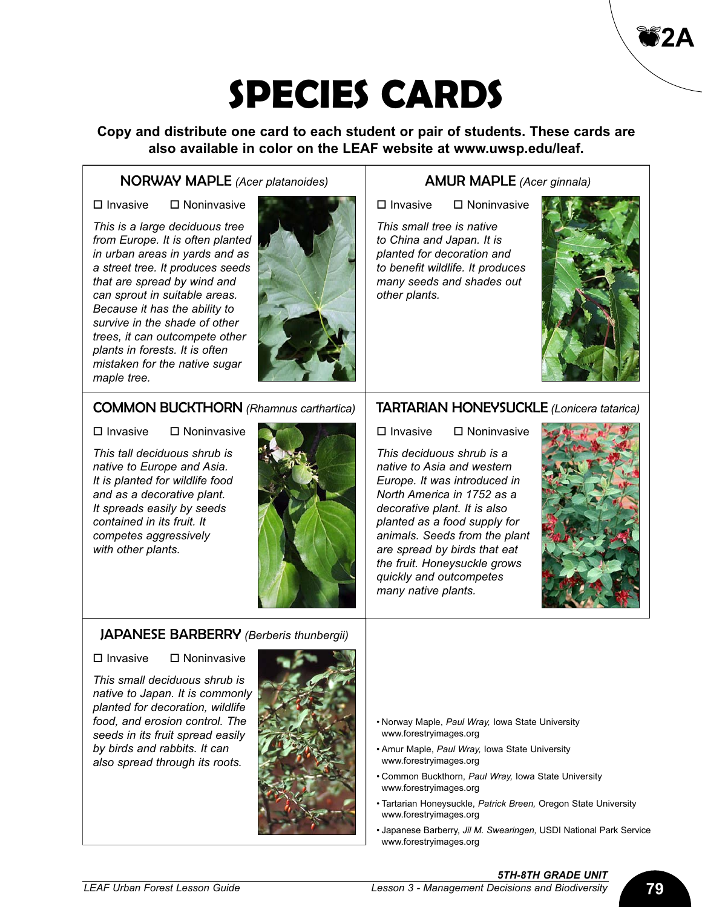# SPECIES CARDS

**Copy and distribute one card to each student or pair of students. These cards are also available in color on the LEAF website at www.uwsp.edu/leaf.**

## NORWAY MAPLE *(Acer platanoides)*

☐ Invasive ☐ Noninvasive

*This is a large deciduous tree from Europe. It is often planted in urban areas in yards and as a street tree. It produces seeds that are spread by wind and can sprout in suitable areas. Because it has the ability to survive in the shade of other trees, it can outcompete other plants in forests. It is often mistaken for the native sugar maple tree.*

## AMUR MAPLE *(Acer ginnala)*

☐ Invasive ☐ Noninvasive

*This small tree is native to China and Japan. It is planted for decoration and to benefit wildlife. It produces many seeds and shades out other plants.*

## COMMON BUCKTHORN *(Rhamnus carthartica)*

☐ Invasive ☐ Noninvasive

*This tall deciduous shrub is native to Europe and Asia. It is planted for wildlife food and as a decorative plant. It spreads easily by seeds contained in its fruit. It competes aggressively with other plants.*

## TARTARIAN HONEYSUCKLE *(Lonicera tatarica)*

☐ Invasive ☐ Noninvasive

*This deciduous shrub is a native to Asia and western Europe. It was introduced in North America in 1752 as a decorative plant. It is also planted as a food supply for animals. Seeds from the plant are spread by birds that eat the fruit. Honeysuckle grows quickly and outcompetes many native plants.*

## JAPANESE BARBERRY *(Berberis thunbergii)*

☐ Invasive ☐ Noninvasive

*This small deciduous shrub is native to Japan. It is commonly planted for decoration, wildlife food, and erosion control. The seeds in its fruit spread easily by birds and rabbits. It can also spread through its roots.*

- Norway Maple, *Paul Wray,* Iowa State University www.forestryimages.org
- Amur Maple, *Paul Wray,* Iowa State University www.forestryimages.org
- Common Buckthorn, *Paul Wray,* Iowa State University www.forestryimages.org
- Tartarian Honeysuckle, *Patrick Breen,* Oregon State University www.forestryimages.org
- Japanese Barberry, *Jil M. Swearingen,* USDI National Park Service www.forestryimages.org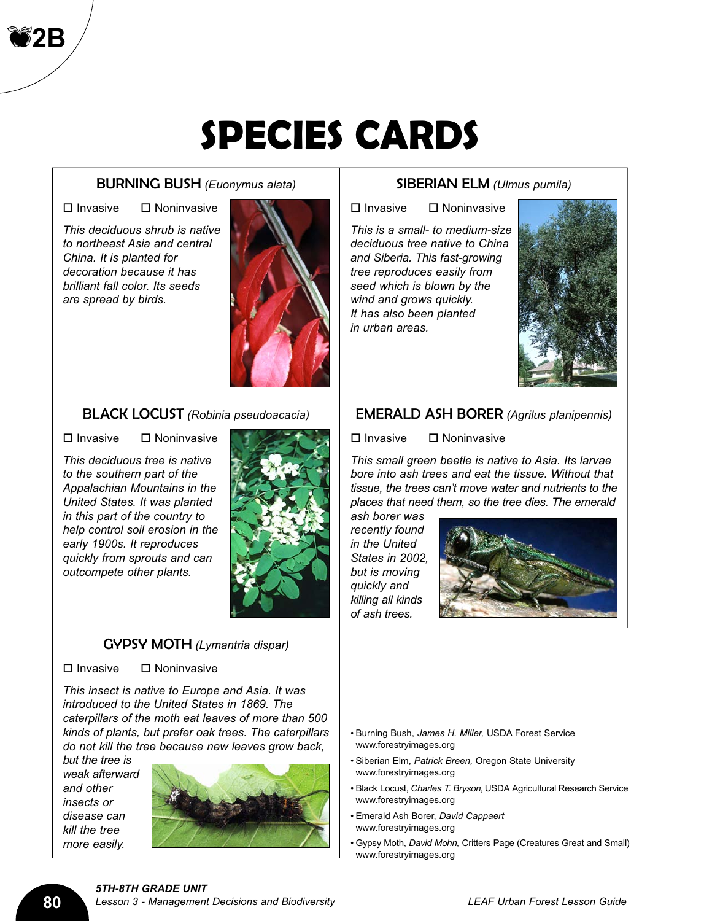2B

# SPECIES CARDS

## BURNING BUSH *(Euonymus alata)*

☐ Invasive ☐ Noninvasive

*This deciduous shrub is native to northeast Asia and central China. It is planted for decoration because it has brilliant fall color. Its seeds are spread by birds.*

## SIBERIAN ELM *(Ulmus pumila)*

☐ Invasive ☐ Noninvasive

*This is a small- to medium-size deciduous tree native to China and Siberia. This fast-growing tree reproduces easily from seed which is blown by the wind and grows quickly. It has also been planted in urban areas.*

## BLACK LOCUST *(Robinia pseudoacacia)*

☐ Invasive ☐ Noninvasive

*This deciduous tree is native to the southern part of the Appalachian Mountains in the United States. It was planted in this part of the country to help control soil erosion in the early 1900s. It reproduces quickly from sprouts and can outcompete other plants.*

## EMERALD ASH BORER *(Agrilus planipennis)*

☐ Invasive ☐ Noninvasive

*This small green beetle is native to Asia. Its larvae bore into ash trees and eat the tissue. Without that tissue, the trees can't move water and nutrients to the places that need them, so the tree dies. The emerald ash borer was recently found in the United States in 2002, but is moving quickly and killing all kinds of ash trees.*

## GYPSY MOTH *(Lymantria dispar)*

☐ Invasive ☐ Noninvasive

*This insect is native to Europe and Asia. It was introduced to the United States in 1869. The caterpillars of the moth eat leaves of more than 500 kinds of plants, but prefer oak trees. The caterpillars do not kill the tree because new leaves grow back, but the tree is weak afterward and other insects or disease can kill the tree more easily.*

- Burning Bush, *James H. Miller,* USDA Forest Service www.forestryimages.org
- Siberian Elm, *Patrick Breen,* Oregon State University www.forestryimages.org
- Black Locust, *Charles T. Bryson,* USDA Agricultural Research Service www.forestryimages.org
- Emerald Ash Borer, *David Cappaert* www.forestryimages.org
- Gypsy Moth, *David Mohn,* Critters Page (Creatures Great and Small) www.forestryimages.org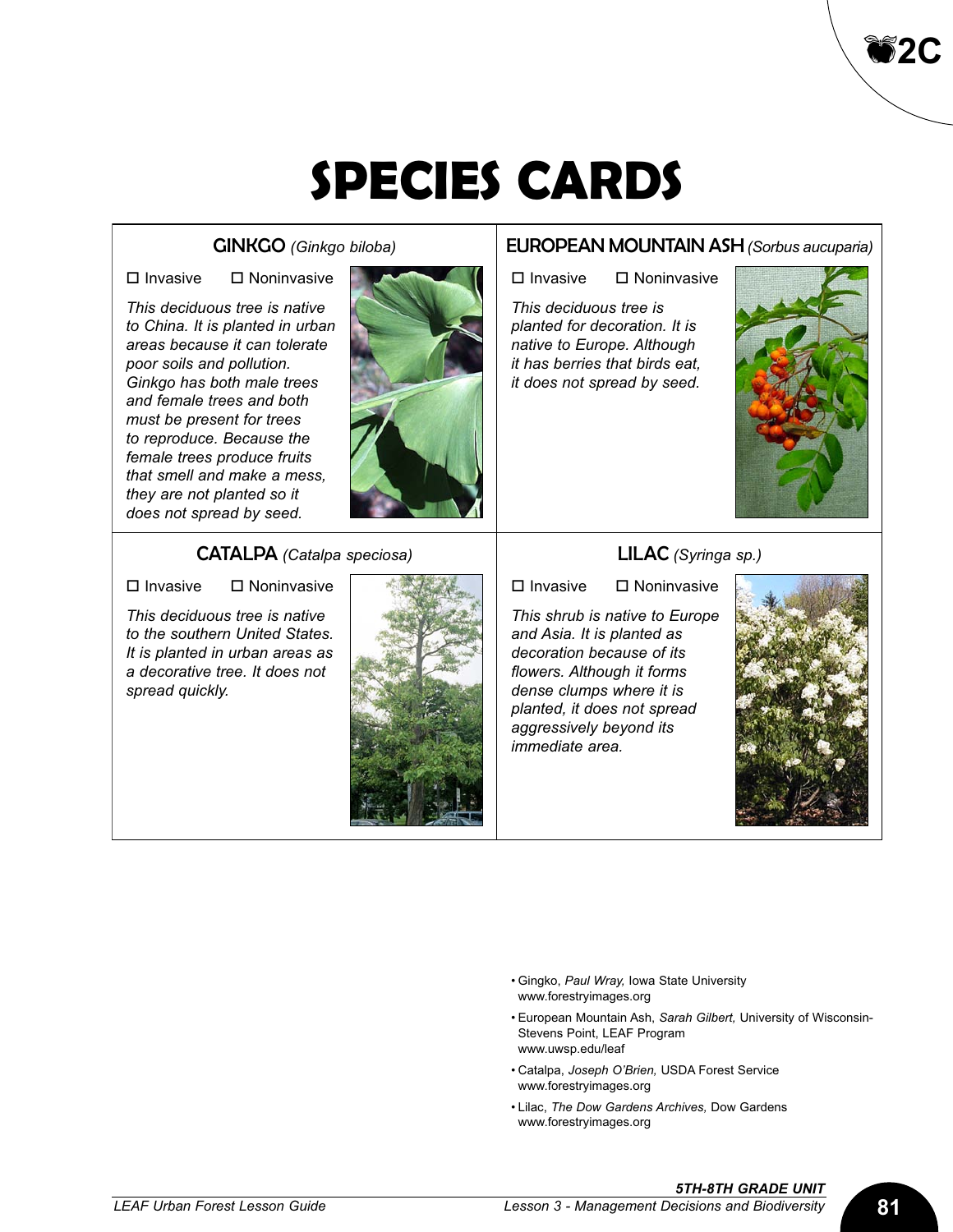# SPECIES CARDS

## GINKGO *(Ginkgo biloba)*

☐ Invasive ☐ Noninvasive

*This deciduous tree is native to China. It is planted in urban areas because it can tolerate poor soils and pollution. Ginkgo has both male trees and female trees and both must be present for trees to reproduce. Because the female trees produce fruits that smell and make a mess, they are not planted so it does not spread by seed.*

## EUROPEAN MOUNTAIN ASH *(Sorbus aucuparia)*

☐ Invasive ☐ Noninvasive

*This deciduous tree is planted for decoration. It is native to Europe. Although it has berries that birds eat, it does not spread by seed.*

## CATALPA *(Catalpa speciosa)*

☐ Invasive ☐ Noninvasive

*This deciduous tree is native to the southern United States. It is planted in urban areas as a decorative tree. It does not spread quickly.*

## LILAC *(Syringa sp.)*

☐ Invasive ☐ Noninvasive

*This shrub is native to Europe and Asia. It is planted as decoration because of its flowers. Although it forms dense clumps where it is planted, it does not spread aggressively beyond its immediate area.*

- Gingko, *Paul Wray,* Iowa State University  
  www.forestryimages.org
- European Mountain Ash, *Sarah Gilbert,* University of Wisconsin-Stevens Point, LEAF Program  
  www.uwsp.edu/leaf
- Catalpa, *Joseph O'Brien,* USDA Forest Service  
  www.forestryimages.org
- Lilac, *The Dow Gardens Archives,* Dow Gardens  
  www.forestryimages.org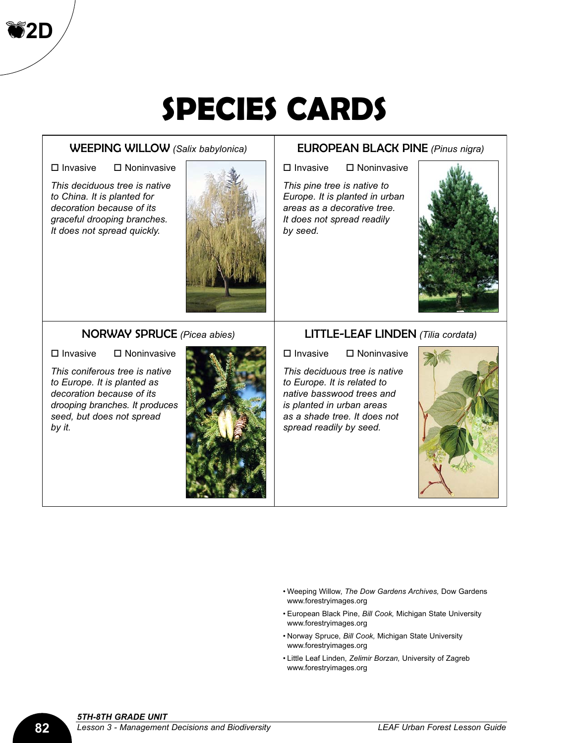2D

# SPECIES CARDS

## WEEPING WILLOW *(Salix babylonica)*

☐ Invasive ☐ Noninvasive

*This deciduous tree is native to China. It is planted for decoration because of its graceful drooping branches. It does not spread quickly.*

## EUROPEAN BLACK PINE *(Pinus nigra)*

☐ Invasive ☐ Noninvasive

*This pine tree is native to Europe. It is planted in urban areas as a decorative tree. It does not spread readily by seed.*

## NORWAY SPRUCE *(Picea abies)*

☐ Invasive ☐ Noninvasive

*This coniferous tree is native to Europe. It is planted as decoration because of its drooping branches. It produces seed, but does not spread by it.*

## LITTLE-LEAF LINDEN *(Tilia cordata)*

☐ Invasive ☐ Noninvasive

*This deciduous tree is native to Europe. It is related to native basswood trees and is planted in urban areas as a shade tree. It does not spread readily by seed.*

- Weeping Willow, *The Dow Gardens Archives,* Dow Gardens www.forestryimages.org
- European Black Pine, *Bill Cook,* Michigan State University www.forestryimages.org
- Norway Spruce, *Bill Cook*, Michigan State University www.forestryimages.org
- Little Leaf Linden, *Zelimir Borzan,* University of Zagreb www.forestryimages.org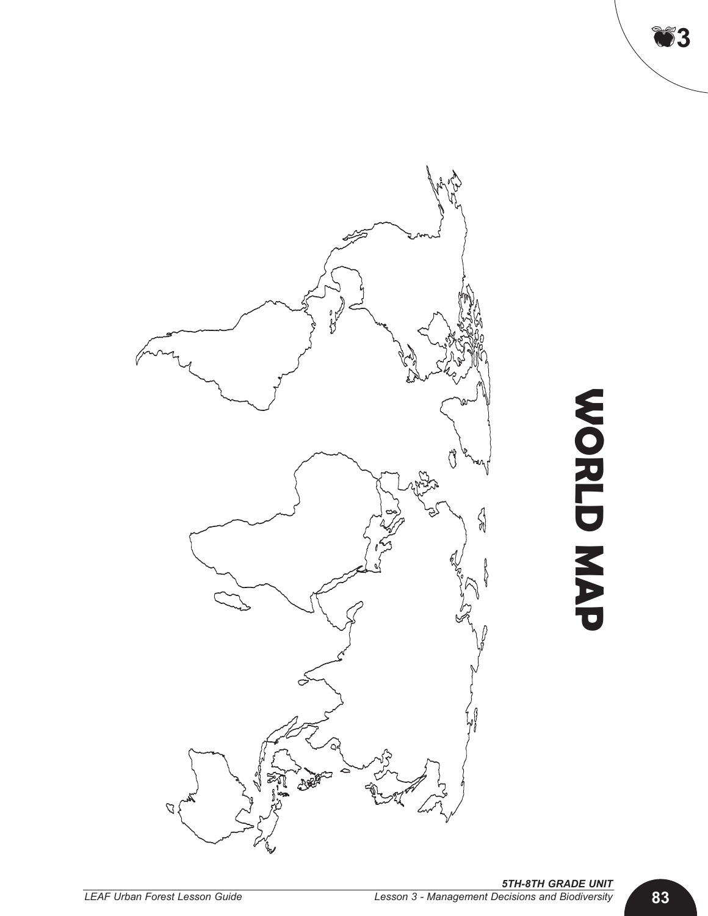# WORLD MAP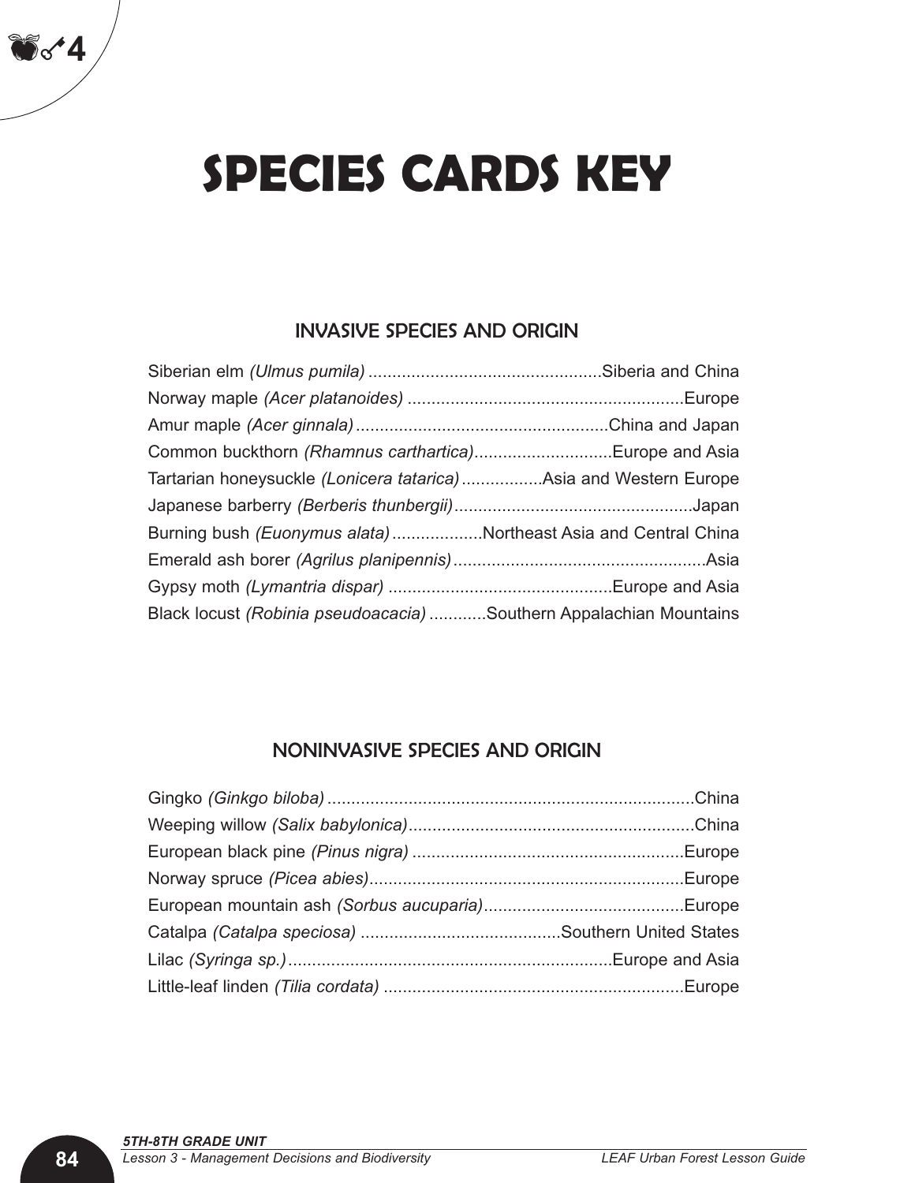# SPECIES CARDS KEY

## INVASIVE SPECIES AND ORIGIN

Siberian elm *(Ulmus pumila)* ................................................Siberia and China
Norway maple *(Acer platanoides)* .........................................................Europe
Amur maple *(Acer ginnala)* ....................................................China and Japan
Common buckthorn *(Rhamnus carthartica)*............................Europe and Asia
Tartarian honeysuckle *(Lonicera tatarica)* .................Asia and Western Europe
Japanese barberry *(Berberis thunbergii)*.................................................Japan
Burning bush *(Euonymus alata)* ...................Northeast Asia and Central China
Emerald ash borer *(Agrilus planipennis)*....................................................Asia
Gypsy moth *(Lymantria dispar)* ..............................................Europe and Asia
Black locust *(Robinia pseudoacacia)* ............Southern Appalachian Mountains

## NONINVASIVE SPECIES AND ORIGIN

Gingko *(Ginkgo biloba)* ............................................................................China
Weeping willow *(Salix babylonica)*...........................................................China
European black pine *(Pinus nigra)* ........................................................Europe
Norway spruce *(Picea abies)*.................................................................Europe
European mountain ash *(Sorbus aucuparia)*..........................................Europe
Catalpa *(Catalpa speciosa)* .........................................Southern United States
Lilac *(Syringa sp.)*..................................................................Europe and Asia
Little-leaf linden *(Tilia cordata)* ..............................................................Europe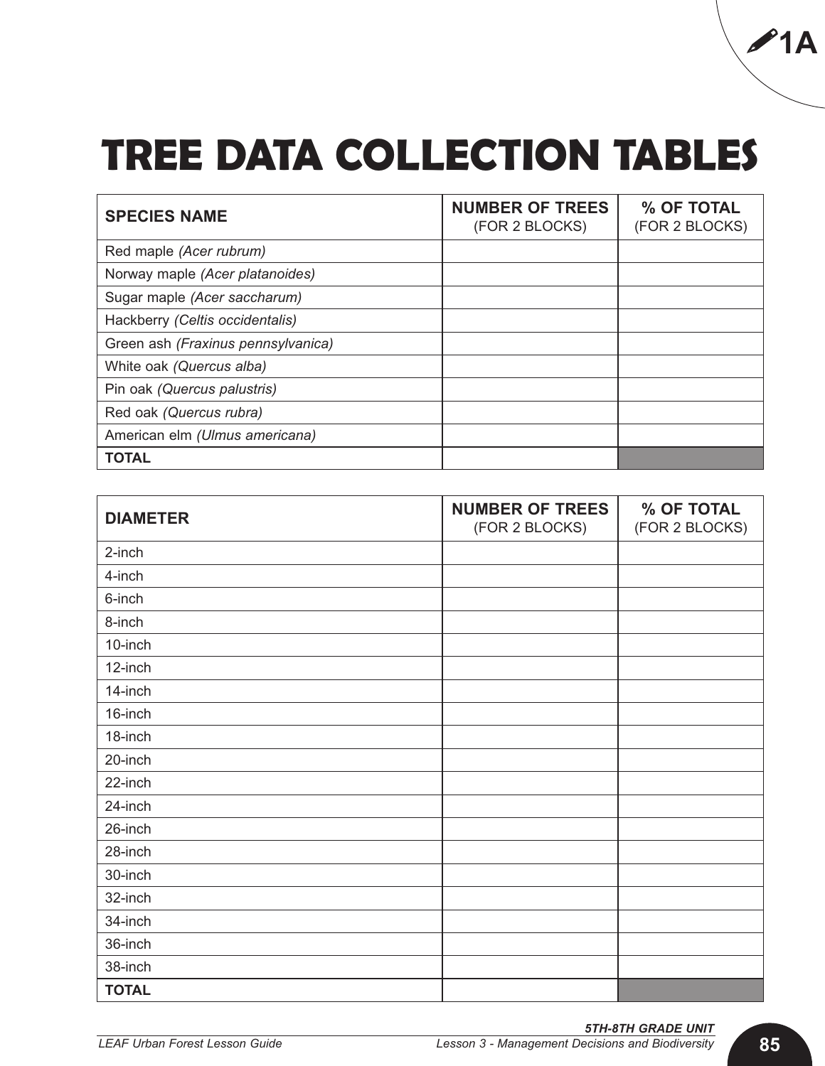1A

# TREE DATA COLLECTION TABLES

| SPECIES NAME | NUMBER OF TREES (FOR 2 BLOCKS) | % OF TOTAL (FOR 2 BLOCKS) |
|---|---|---|
| Red maple *(Acer rubrum)* | | |
| Norway maple *(Acer platanoides)* | | |
| Sugar maple *(Acer saccharum)* | | |
| Hackberry *(Celtis occidentalis)* | | |
| Green ash *(Fraxinus pennsylvanica)* | | |
| White oak *(Quercus alba)* | | |
| Pin oak *(Quercus palustris)* | | |
| Red oak *(Quercus rubra)* | | |
| American elm *(Ulmus americana)* | | |
| **TOTAL** | | |

| DIAMETER | NUMBER OF TREES (FOR 2 BLOCKS) | % OF TOTAL (FOR 2 BLOCKS) |
|---|---|---|
| 2-inch | | |
| 4-inch | | |
| 6-inch | | |
| 8-inch | | |
| 10-inch | | |
| 12-inch | | |
| 14-inch | | |
| 16-inch | | |
| 18-inch | | |
| 20-inch | | |
| 22-inch | | |
| 24-inch | | |
| 26-inch | | |
| 28-inch | | |
| 30-inch | | |
| 32-inch | | |
| 34-inch | | |
| 36-inch | | |
| 38-inch | | |
| **TOTAL** | | |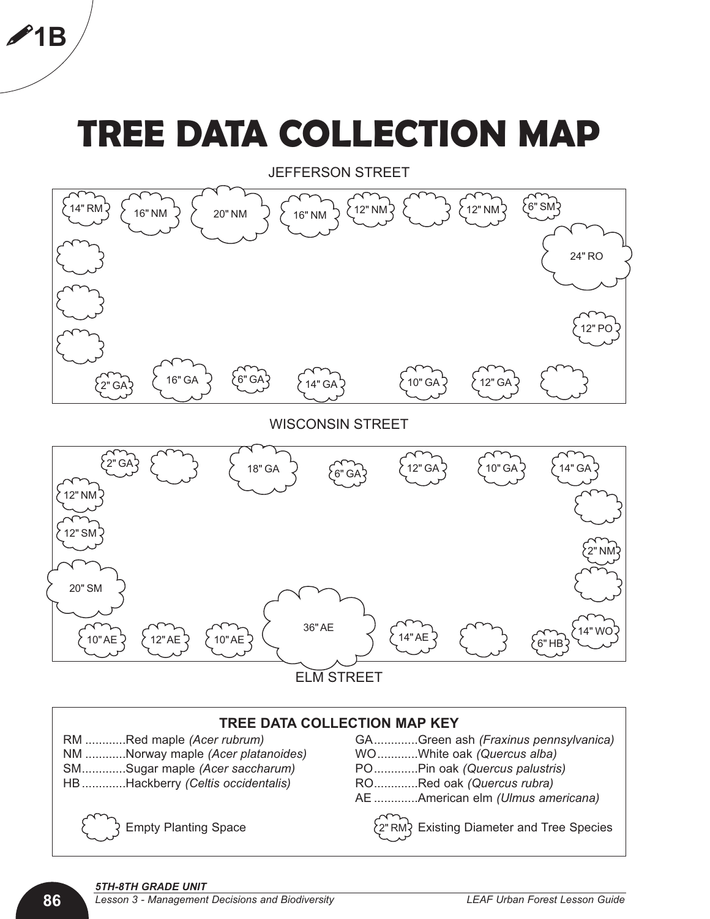1B

# TREE DATA COLLECTION MAP

JEFFERSON STREET

14" RM, 16" NM, 20" NM, 16" NM, 12" NM, (empty), 12" NM, 6" SM, 24" RO, 12" PO

(empty), (empty), (empty)

2" GA, 16" GA, 6" GA, 14" GA, 10" GA, 12" GA, (empty)

WISCONSIN STREET

2" GA, (empty), 18" GA, 6" GA, 12" GA, 10" GA, 14" GA

12" NM, 12" SM, 20" SM

(empty), 2" NM, (empty)

10" AE, 12" AE, 10" AE, 36" AE, 14" AE, (empty), 6" HB, 14" WO

ELM STREET

## TREE DATA COLLECTION MAP KEY

RM ............Red maple *(Acer rubrum)*
NM ............Norway maple *(Acer platanoides)*
SM.............Sugar maple *(Acer saccharum)*
HB .............Hackberry *(Celtis occidentalis)*
GA.............Green ash *(Fraxinus pennsylvanica)*
WO............White oak *(Quercus alba)*
PO.............Pin oak *(Quercus palustris)*
RO.............Red oak *(Quercus rubra)*
AE .............American elm *(Ulmus americana)*

(empty) Empty Planting Space

2" RM Existing Diameter and Tree Species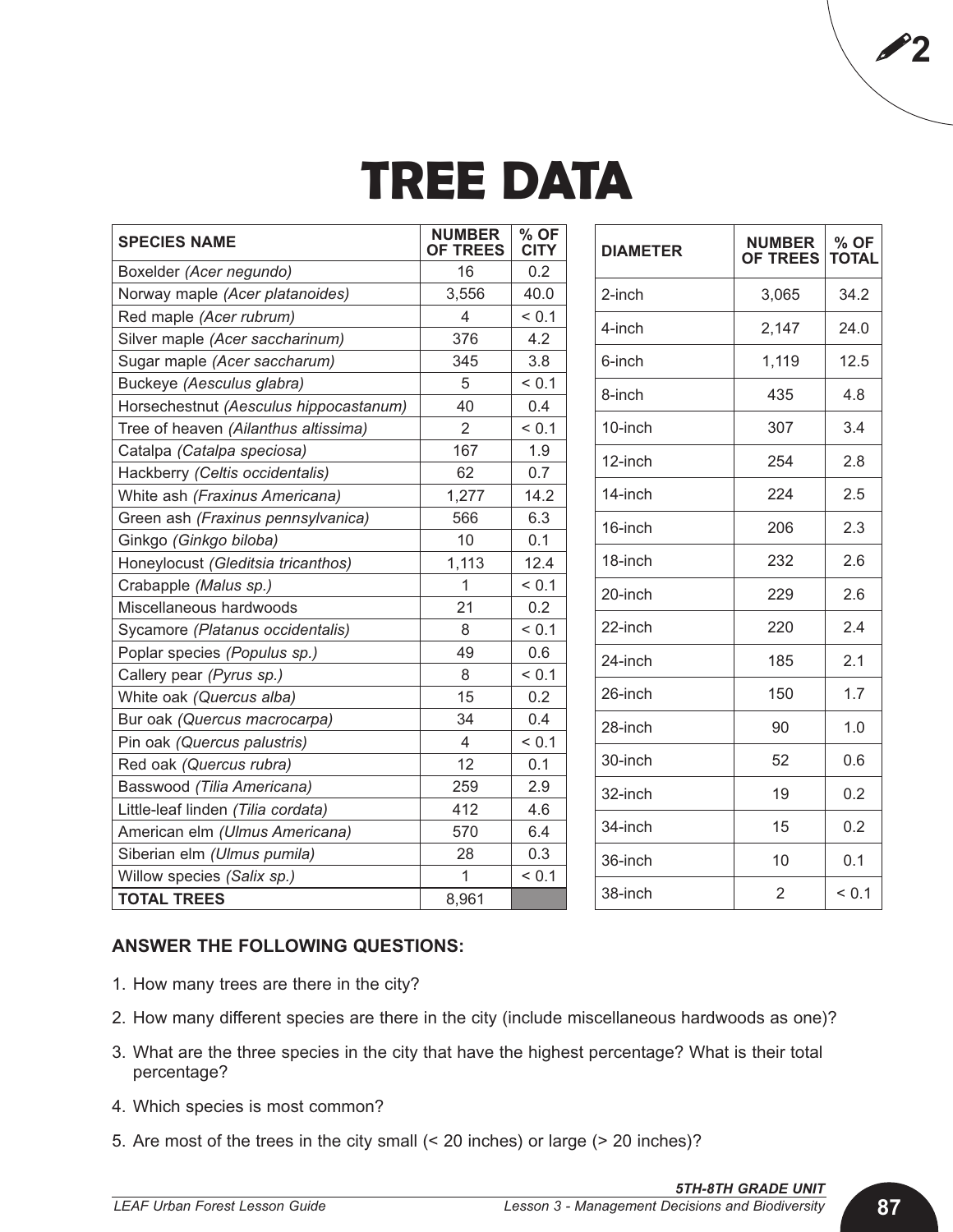# TREE DATA

| SPECIES NAME | NUMBER OF TREES | % OF CITY |
|---|---|---|
| Boxelder *(Acer negundo)* | 16 | 0.2 |
| Norway maple *(Acer platanoides)* | 3,556 | 40.0 |
| Red maple *(Acer rubrum)* | 4 | < 0.1 |
| Silver maple *(Acer saccharinum)* | 376 | 4.2 |
| Sugar maple *(Acer saccharum)* | 345 | 3.8 |
| Buckeye *(Aesculus glabra)* | 5 | < 0.1 |
| Horsechestnut *(Aesculus hippocastanum)* | 40 | 0.4 |
| Tree of heaven *(Ailanthus altissima)* | 2 | < 0.1 |
| Catalpa *(Catalpa speciosa)* | 167 | 1.9 |
| Hackberry *(Celtis occidentalis)* | 62 | 0.7 |
| White ash *(Fraxinus Americana)* | 1,277 | 14.2 |
| Green ash *(Fraxinus pennsylvanica)* | 566 | 6.3 |
| Ginkgo *(Ginkgo biloba)* | 10 | 0.1 |
| Honeylocust *(Gleditsia tricanthos)* | 1,113 | 12.4 |
| Crabapple *(Malus sp.)* | 1 | < 0.1 |
| Miscellaneous hardwoods | 21 | 0.2 |
| Sycamore *(Platanus occidentalis)* | 8 | < 0.1 |
| Poplar species *(Populus sp.)* | 49 | 0.6 |
| Callery pear *(Pyrus sp.)* | 8 | < 0.1 |
| White oak *(Quercus alba)* | 15 | 0.2 |
| Bur oak *(Quercus macrocarpa)* | 34 | 0.4 |
| Pin oak *(Quercus palustris)* | 4 | < 0.1 |
| Red oak *(Quercus rubra)* | 12 | 0.1 |
| Basswood *(Tilia Americana)* | 259 | 2.9 |
| Little-leaf linden *(Tilia cordata)* | 412 | 4.6 |
| American elm *(Ulmus Americana)* | 570 | 6.4 |
| Siberian elm *(Ulmus pumila)* | 28 | 0.3 |
| Willow species *(Salix sp.)* | 1 | < 0.1 |
| **TOTAL TREES** | 8,961 | |

| DIAMETER | NUMBER OF TREES | % OF TOTAL |
|---|---|---|
| 2-inch | 3,065 | 34.2 |
| 4-inch | 2,147 | 24.0 |
| 6-inch | 1,119 | 12.5 |
| 8-inch | 435 | 4.8 |
| 10-inch | 307 | 3.4 |
| 12-inch | 254 | 2.8 |
| 14-inch | 224 | 2.5 |
| 16-inch | 206 | 2.3 |
| 18-inch | 232 | 2.6 |
| 20-inch | 229 | 2.6 |
| 22-inch | 220 | 2.4 |
| 24-inch | 185 | 2.1 |
| 26-inch | 150 | 1.7 |
| 28-inch | 90 | 1.0 |
| 30-inch | 52 | 0.6 |
| 32-inch | 19 | 0.2 |
| 34-inch | 15 | 0.2 |
| 36-inch | 10 | 0.1 |
| 38-inch | 2 | < 0.1 |

**ANSWER THE FOLLOWING QUESTIONS:**

1. How many trees are there in the city?
2. How many different species are there in the city (include miscellaneous hardwoods as one)?
3. What are the three species in the city that have the highest percentage? What is their total percentage?
4. Which species is most common?
5. Are most of the trees in the city small (< 20 inches) or large (> 20 inches)?